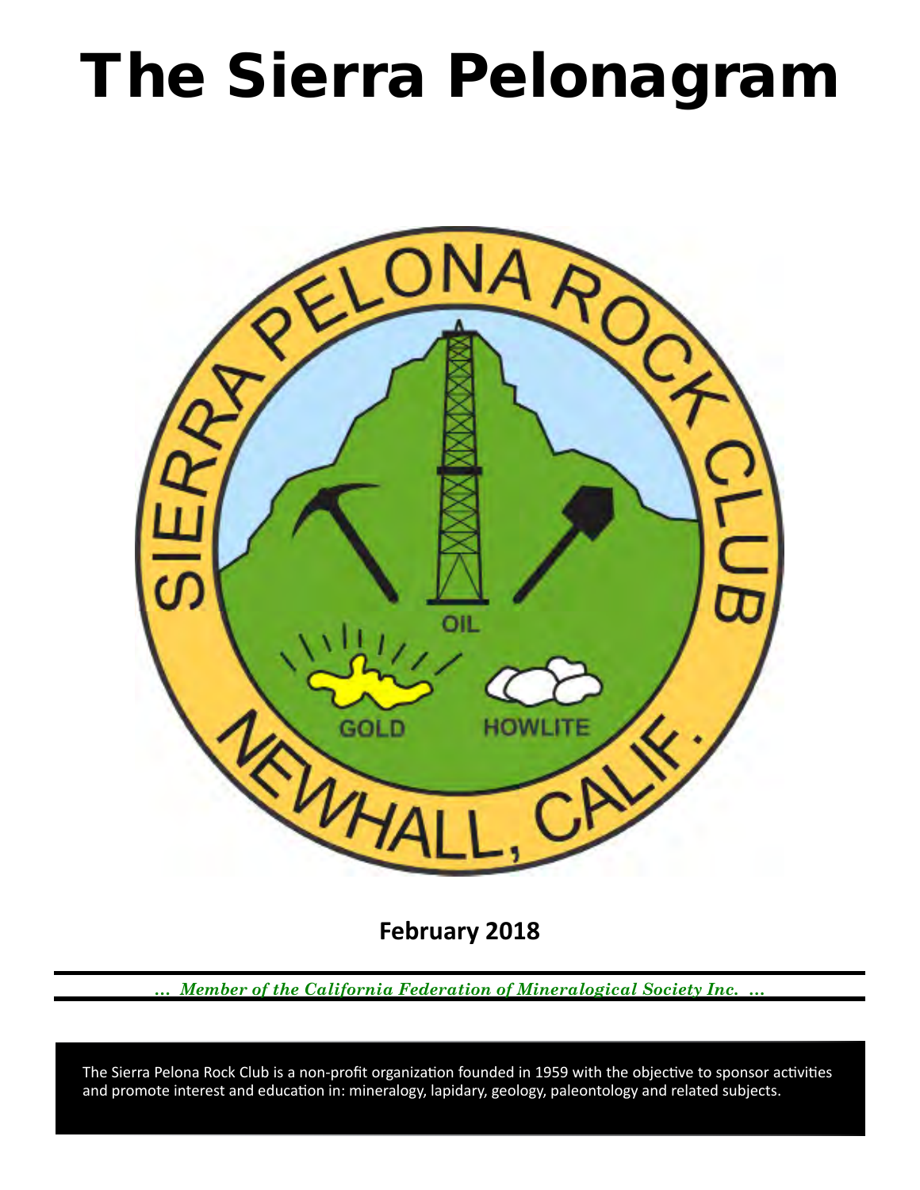# The Sierra Pelonagram

**February 2018**

*... Member of the California Federation of Mineralogical Society Inc. ...*

The Sierra Pelona Rock Club is a non-profit organization founded in 1959 with the objective to sponsor activities and promote interest and education in: mineralogy, lapidary, geology, paleontology and related subjects.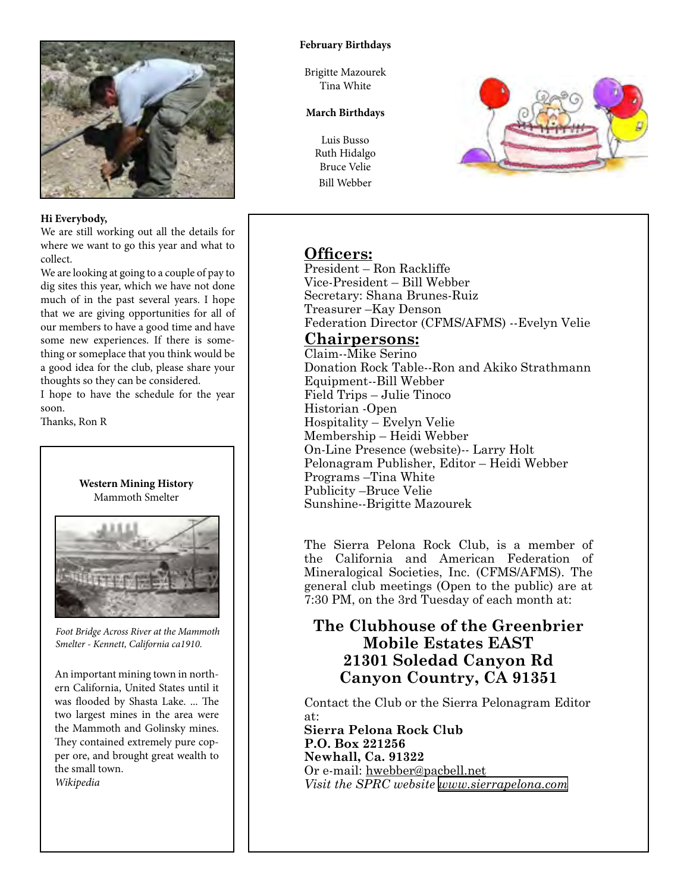**Hi Everybody,**

We are still working out all the details for where we want to go this year and what to collect.

We are looking at going to a couple of pay to dig sites this year, which we have not done much of in the past several years. I hope that we are giving opportunities for all of our members to have a good time and have some new experiences. If there is something or someplace that you think would be a good idea for the club, please share your thoughts so they can be considered.

I hope to have the schedule for the year soon.

Thanks, Ron R

**Western Mining History**
Mammoth Smelter

*Foot Bridge Across River at the Mammoth Smelter - Kennett, California ca1910.*

An important mining town in northern California, United States until it was flooded by Shasta Lake. ... The two largest mines in the area were the Mammoth and Golinsky mines. They contained extremely pure copper ore, and brought great wealth to the small town.
*Wikipedia*

**February Birthdays**

Brigitte Mazourek
Tina White

**March Birthdays**

Luis Busso
Ruth Hidalgo
Bruce Velie
Bill Webber

## Officers:

President – Ron Rackliffe
Vice-President – Bill Webber
Secretary: Shana Brunes-Ruiz
Treasurer –Kay Denson
Federation Director (CFMS/AFMS) --Evelyn Velie

## Chairpersons:

Claim--Mike Serino
Donation Rock Table--Ron and Akiko Strathmann
Equipment--Bill Webber
Field Trips – Julie Tinoco
Historian -Open
Hospitality – Evelyn Velie
Membership – Heidi Webber
On-Line Presence (website)-- Larry Holt
Pelonagram Publisher, Editor – Heidi Webber
Programs –Tina White
Publicity –Bruce Velie
Sunshine--Brigitte Mazourek

The Sierra Pelona Rock Club, is a member of the California and American Federation of Mineralogical Societies, Inc. (CFMS/AFMS). The general club meetings (Open to the public) are at 7:30 PM, on the 3rd Tuesday of each month at:

**The Clubhouse of the Greenbrier Mobile Estates EAST**
**21301 Soledad Canyon Rd**
**Canyon Country, CA 91351**

Contact the Club or the Sierra Pelonagram Editor at:
**Sierra Pelona Rock Club**
**P.O. Box 221256**
**Newhall, Ca. 91322**
Or e-mail: hwebber@pacbell.net
*Visit the SPRC website* www.sierrapelona.com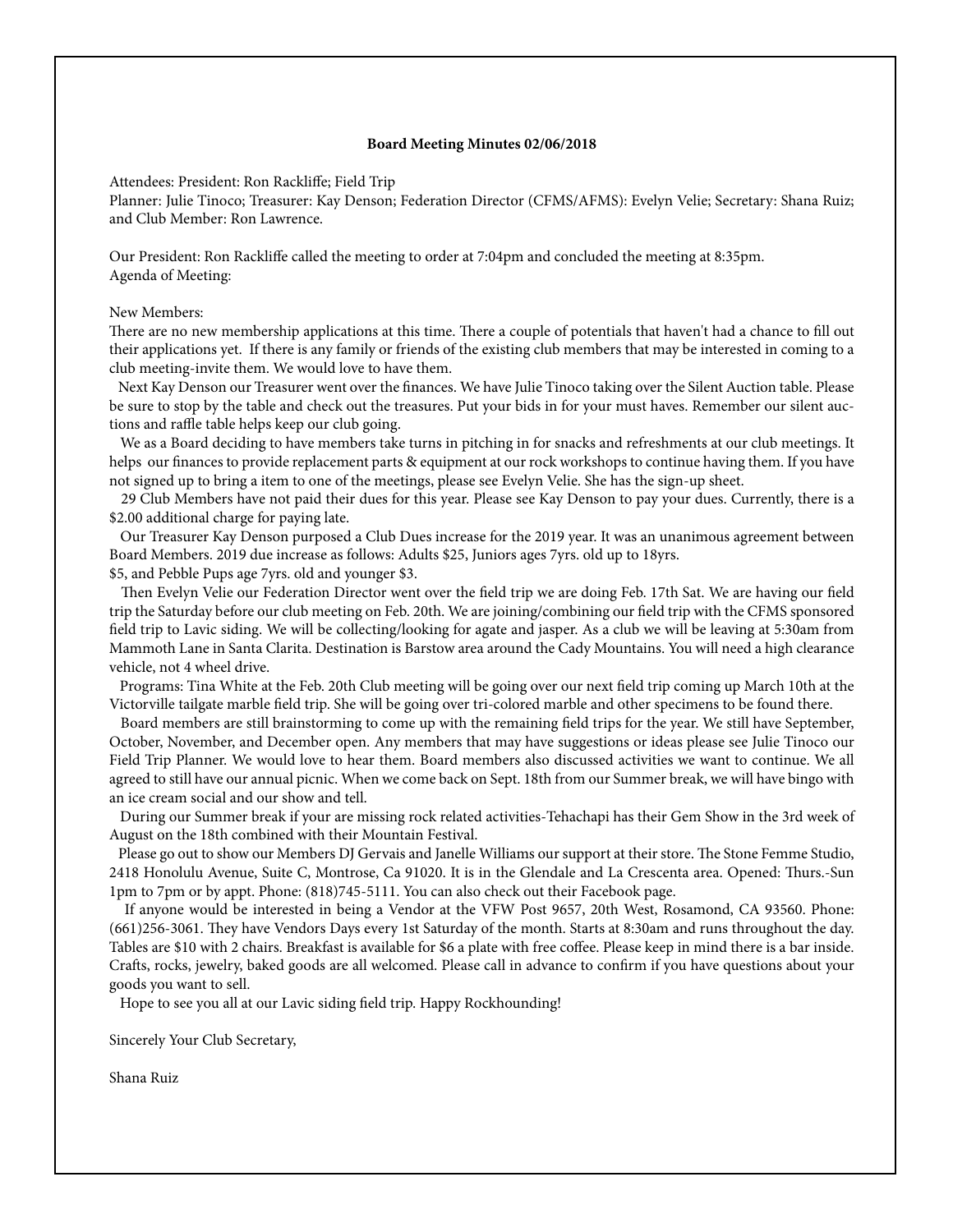**Board Meeting Minutes 02/06/2018**

Attendees: President: Ron Rackliffe; Field Trip Planner: Julie Tinoco; Treasurer: Kay Denson; Federation Director (CFMS/AFMS): Evelyn Velie; Secretary: Shana Ruiz; and Club Member: Ron Lawrence.

Our President: Ron Rackliffe called the meeting to order at 7:04pm and concluded the meeting at 8:35pm.
Agenda of Meeting:

New Members:
There are no new membership applications at this time. There a couple of potentials that haven't had a chance to fill out their applications yet. If there is any family or friends of the existing club members that may be interested in coming to a club meeting-invite them. We would love to have them.

Next Kay Denson our Treasurer went over the finances. We have Julie Tinoco taking over the Silent Auction table. Please be sure to stop by the table and check out the treasures. Put your bids in for your must haves. Remember our silent auctions and raffle table helps keep our club going.

We as a Board deciding to have members take turns in pitching in for snacks and refreshments at our club meetings. It helps our finances to provide replacement parts & equipment at our rock workshops to continue having them. If you have not signed up to bring a item to one of the meetings, please see Evelyn Velie. She has the sign-up sheet.

29 Club Members have not paid their dues for this year. Please see Kay Denson to pay your dues. Currently, there is a $2.00 additional charge for paying late.

Our Treasurer Kay Denson purposed a Club Dues increase for the 2019 year. It was an unanimous agreement between Board Members. 2019 due increase as follows: Adults $25, Juniors ages 7yrs. old up to 18yrs.
$5, and Pebble Pups age 7yrs. old and younger $3.

Then Evelyn Velie our Federation Director went over the field trip we are doing Feb. 17th Sat. We are having our field trip the Saturday before our club meeting on Feb. 20th. We are joining/combining our field trip with the CFMS sponsored field trip to Lavic siding. We will be collecting/looking for agate and jasper. As a club we will be leaving at 5:30am from Mammoth Lane in Santa Clarita. Destination is Barstow area around the Cady Mountains. You will need a high clearance vehicle, not 4 wheel drive.

Programs: Tina White at the Feb. 20th Club meeting will be going over our next field trip coming up March 10th at the Victorville tailgate marble field trip. She will be going over tri-colored marble and other specimens to be found there.

Board members are still brainstorming to come up with the remaining field trips for the year. We still have September, October, November, and December open. Any members that may have suggestions or ideas please see Julie Tinoco our Field Trip Planner. We would love to hear them. Board members also discussed activities we want to continue. We all agreed to still have our annual picnic. When we come back on Sept. 18th from our Summer break, we will have bingo with an ice cream social and our show and tell.

During our Summer break if your are missing rock related activities-Tehachapi has their Gem Show in the 3rd week of August on the 18th combined with their Mountain Festival.

Please go out to show our Members DJ Gervais and Janelle Williams our support at their store. The Stone Femme Studio, 2418 Honolulu Avenue, Suite C, Montrose, Ca 91020. It is in the Glendale and La Crescenta area. Opened: Thurs.-Sun 1pm to 7pm or by appt. Phone: (818)745-5111. You can also check out their Facebook page.

If anyone would be interested in being a Vendor at the VFW Post 9657, 20th West, Rosamond, CA 93560. Phone: (661)256-3061. They have Vendors Days every 1st Saturday of the month. Starts at 8:30am and runs throughout the day. Tables are $10 with 2 chairs. Breakfast is available for $6 a plate with free coffee. Please keep in mind there is a bar inside. Crafts, rocks, jewelry, baked goods are all welcomed. Please call in advance to confirm if you have questions about your goods you want to sell.

Hope to see you all at our Lavic siding field trip. Happy Rockhounding!

Sincerely Your Club Secretary,

Shana Ruiz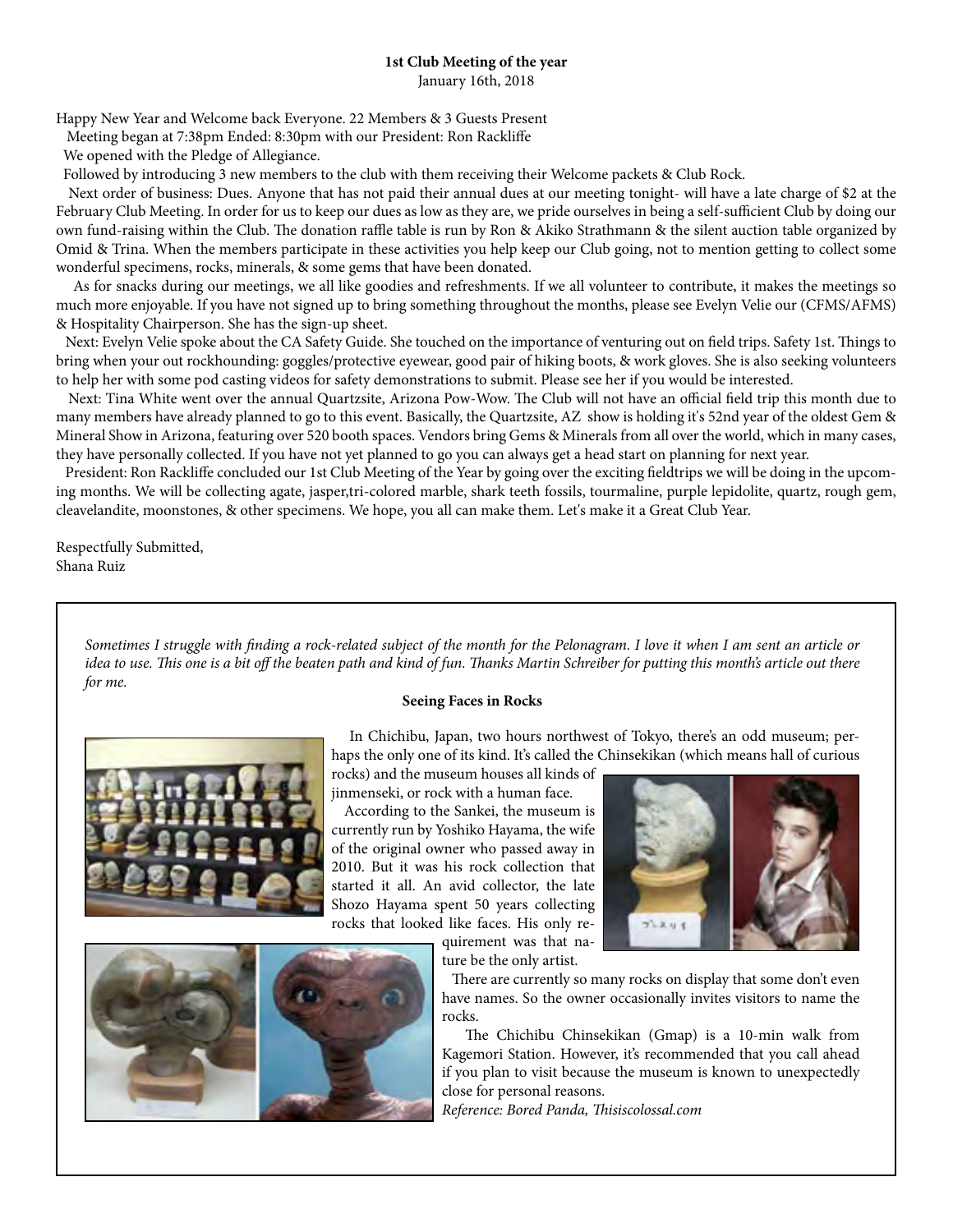### 1st Club Meeting of the year

January 16th, 2018

Happy New Year and Welcome back Everyone. 22 Members & 3 Guests Present

Meeting began at 7:38pm Ended: 8:30pm with our President: Ron Rackliffe

We opened with the Pledge of Allegiance.

Followed by introducing 3 new members to the club with them receiving their Welcome packets & Club Rock.

Next order of business: Dues. Anyone that has not paid their annual dues at our meeting tonight- will have a late charge of $2 at the February Club Meeting. In order for us to keep our dues as low as they are, we pride ourselves in being a self-sufficient Club by doing our own fund-raising within the Club. The donation raffle table is run by Ron & Akiko Strathmann & the silent auction table organized by Omid & Trina. When the members participate in these activities you help keep our Club going, not to mention getting to collect some wonderful specimens, rocks, minerals, & some gems that have been donated.

As for snacks during our meetings, we all like goodies and refreshments. If we all volunteer to contribute, it makes the meetings so much more enjoyable. If you have not signed up to bring something throughout the months, please see Evelyn Velie our (CFMS/AFMS) & Hospitality Chairperson. She has the sign-up sheet.

Next: Evelyn Velie spoke about the CA Safety Guide. She touched on the importance of venturing out on field trips. Safety 1st. Things to bring when your out rockhounding: goggles/protective eyewear, good pair of hiking boots, & work gloves. She is also seeking volunteers to help her with some pod casting videos for safety demonstrations to submit. Please see her if you would be interested.

Next: Tina White went over the annual Quartzsite, Arizona Pow-Wow. The Club will not have an official field trip this month due to many members have already planned to go to this event. Basically, the Quartzsite, AZ show is holding it's 52nd year of the oldest Gem & Mineral Show in Arizona, featuring over 520 booth spaces. Vendors bring Gems & Minerals from all over the world, which in many cases, they have personally collected. If you have not yet planned to go you can always get a head start on planning for next year.

President: Ron Rackliffe concluded our 1st Club Meeting of the Year by going over the exciting fieldtrips we will be doing in the upcoming months. We will be collecting agate, jasper,tri-colored marble, shark teeth fossils, tourmaline, purple lepidolite, quartz, rough gem, cleavelandite, moonstones, & other specimens. We hope, you all can make them. Let's make it a Great Club Year.

Respectfully Submitted,
Shana Ruiz

*Sometimes I struggle with finding a rock-related subject of the month for the Pelonagram. I love it when I am sent an article or idea to use. This one is a bit off the beaten path and kind of fun. Thanks Martin Schreiber for putting this month's article out there for me.*

### Seeing Faces in Rocks

In Chichibu, Japan, two hours northwest of Tokyo, there's an odd museum; perhaps the only one of its kind. It's called the Chinsekikan (which means hall of curious rocks) and the museum houses all kinds of jinmenseki, or rock with a human face.

According to the Sankei, the museum is currently run by Yoshiko Hayama, the wife of the original owner who passed away in 2010. But it was his rock collection that started it all. An avid collector, the late Shozo Hayama spent 50 years collecting rocks that looked like faces. His only requirement was that nature be the only artist.

There are currently so many rocks on display that some don't even have names. So the owner occasionally invites visitors to name the rocks.

The Chichibu Chinsekikan (Gmap) is a 10-min walk from Kagemori Station. However, it's recommended that you call ahead if you plan to visit because the museum is known to unexpectedly close for personal reasons.

*Reference: Bored Panda, Thisiscolossal.com*